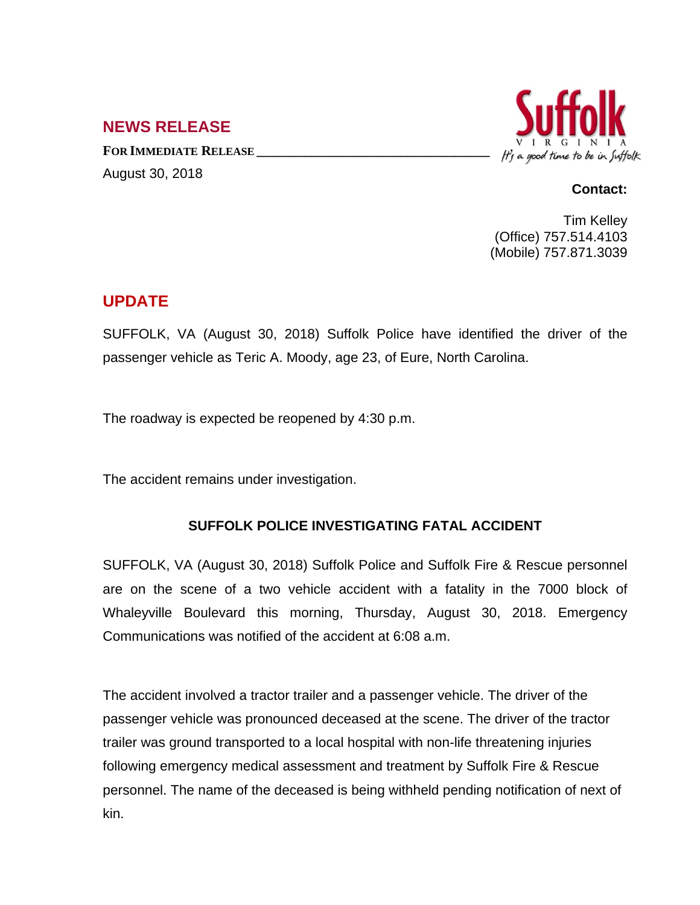## NEWS RELEASE

**FOR IMMEDIATE RELEASE**

August 30, 2018

Suffolk
VIRGINIA
*It's a good time to be in Suffolk*

**Contact:**

Tim Kelley
(Office) 757.514.4103
(Mobile) 757.871.3039

## UPDATE

SUFFOLK, VA (August 30, 2018) Suffolk Police have identified the driver of the passenger vehicle as Teric A. Moody, age 23, of Eure, North Carolina.

The roadway is expected be reopened by 4:30 p.m.

The accident remains under investigation.

### SUFFOLK POLICE INVESTIGATING FATAL ACCIDENT

SUFFOLK, VA (August 30, 2018) Suffolk Police and Suffolk Fire & Rescue personnel are on the scene of a two vehicle accident with a fatality in the 7000 block of Whaleyville Boulevard this morning, Thursday, August 30, 2018. Emergency Communications was notified of the accident at 6:08 a.m.

The accident involved a tractor trailer and a passenger vehicle. The driver of the passenger vehicle was pronounced deceased at the scene. The driver of the tractor trailer was ground transported to a local hospital with non-life threatening injuries following emergency medical assessment and treatment by Suffolk Fire & Rescue personnel. The name of the deceased is being withheld pending notification of next of kin.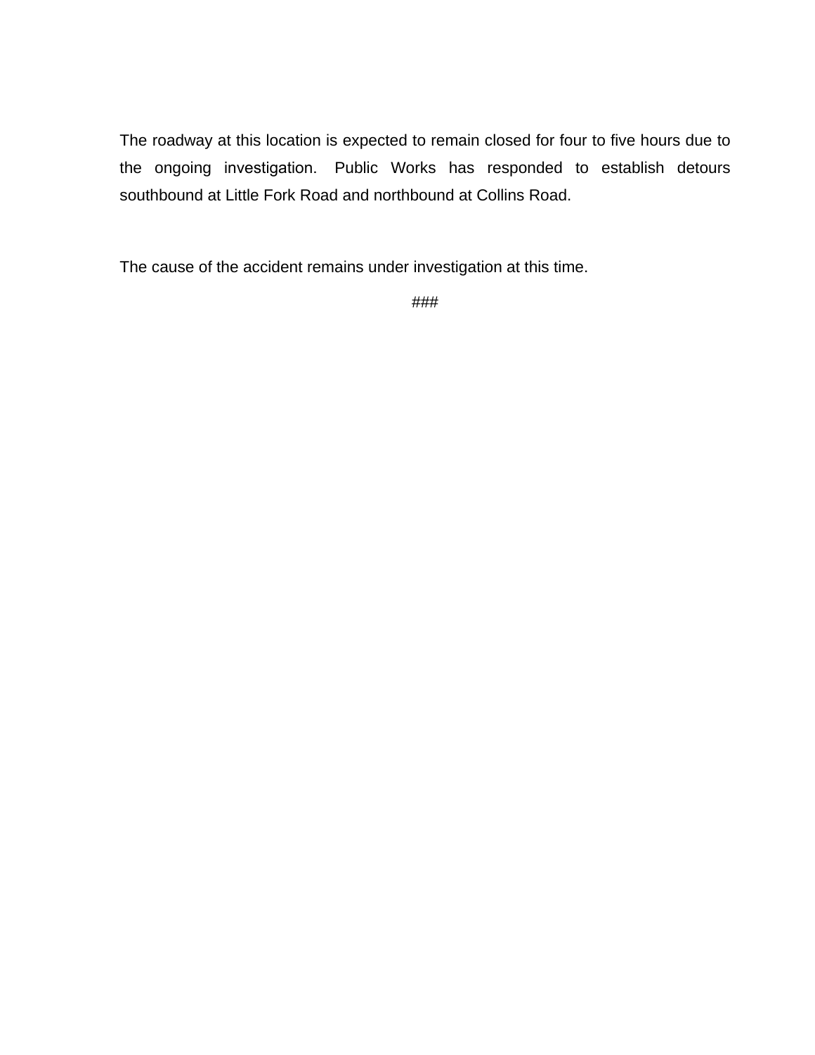The roadway at this location is expected to remain closed for four to five hours due to the ongoing investigation. Public Works has responded to establish detours southbound at Little Fork Road and northbound at Collins Road.

The cause of the accident remains under investigation at this time.

###